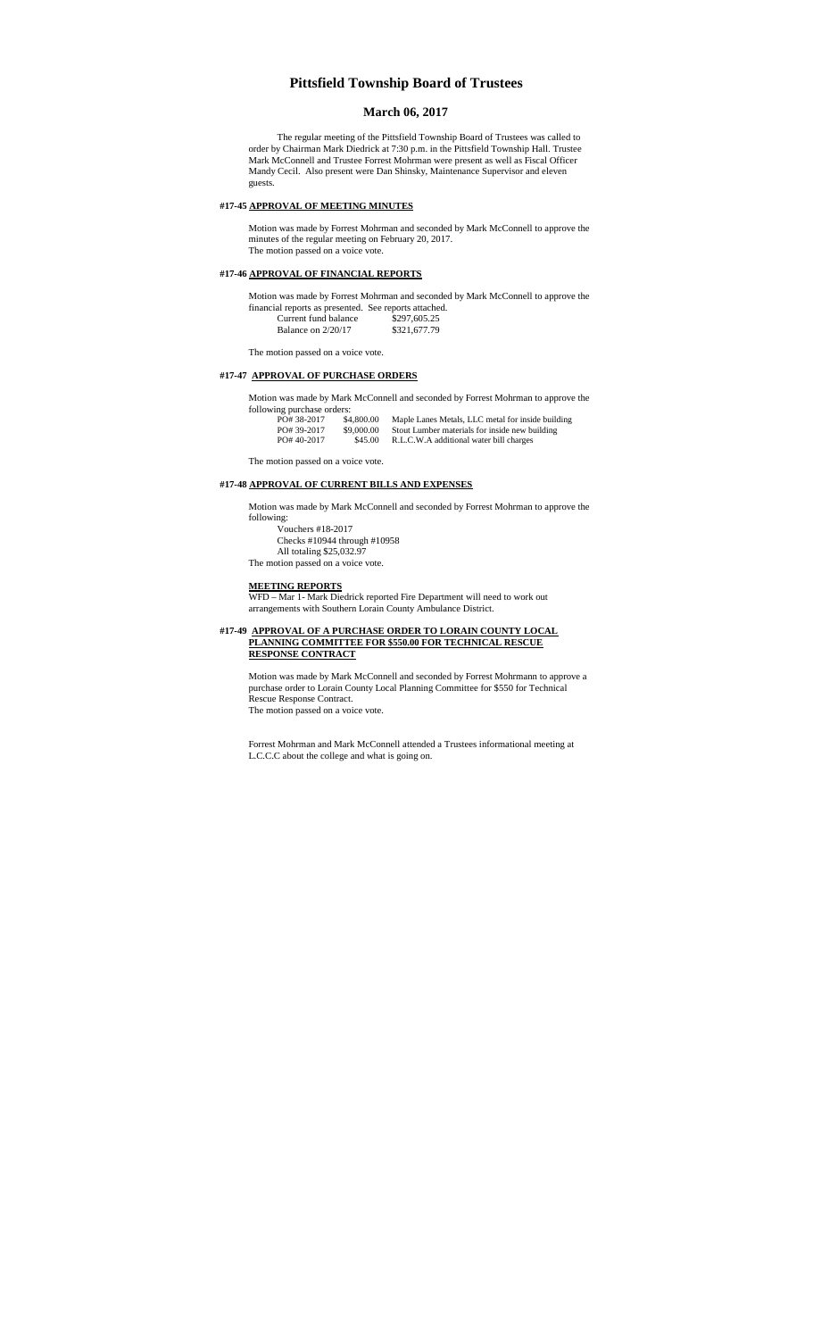# Pittsfield Township Board of Trustees

## March 06, 2017

The regular meeting of the Pittsfield Township Board of Trustees was called to order by Chairman Mark Diedrick at 7:30 p.m. in the Pittsfield Township Hall. Trustee Mark McConnell and Trustee Forrest Mohrman were present as well as Fiscal Officer Mandy Cecil. Also present were Dan Shinsky, Maintenance Supervisor and eleven guests.

**#17-45 APPROVAL OF MEETING MINUTES**

Motion was made by Forrest Mohrman and seconded by Mark McConnell to approve the minutes of the regular meeting on February 20, 2017.
The motion passed on a voice vote.

**#17-46 APPROVAL OF FINANCIAL REPORTS**

Motion was made by Forrest Mohrman and seconded by Mark McConnell to approve the financial reports as presented. See reports attached.

| | |
|---|---|
| Current fund balance | $297,605.25 |
| Balance on 2/20/17 | $321,677.79 |

The motion passed on a voice vote.

**#17-47 APPROVAL OF PURCHASE ORDERS**

Motion was made by Mark McConnell and seconded by Forrest Mohrman to approve the following purchase orders:

| | | |
|---|---|---|
| PO# 38-2017 | $4,800.00 | Maple Lanes Metals, LLC metal for inside building |
| PO# 39-2017 | $9,000.00 | Stout Lumber materials for inside new building |
| PO# 40-2017 | $45.00 | R.L.C.W.A additional water bill charges |

The motion passed on a voice vote.

**#17-48 APPROVAL OF CURRENT BILLS AND EXPENSES**

Motion was made by Mark McConnell and seconded by Forrest Mohrman to approve the following:

Vouchers #18-2017
Checks #10944 through #10958
All totaling $25,032.97

The motion passed on a voice vote.

**MEETING REPORTS**

WFD – Mar 1- Mark Diedrick reported Fire Department will need to work out arrangements with Southern Lorain County Ambulance District.

**#17-49 APPROVAL OF A PURCHASE ORDER TO LORAIN COUNTY LOCAL PLANNING COMMITTEE FOR $550.00 FOR TECHNICAL RESCUE RESPONSE CONTRACT**

Motion was made by Mark McConnell and seconded by Forrest Mohrmann to approve a purchase order to Lorain County Local Planning Committee for $550 for Technical Rescue Response Contract.
The motion passed on a voice vote.

Forrest Mohrman and Mark McConnell attended a Trustees informational meeting at L.C.C.C about the college and what is going on.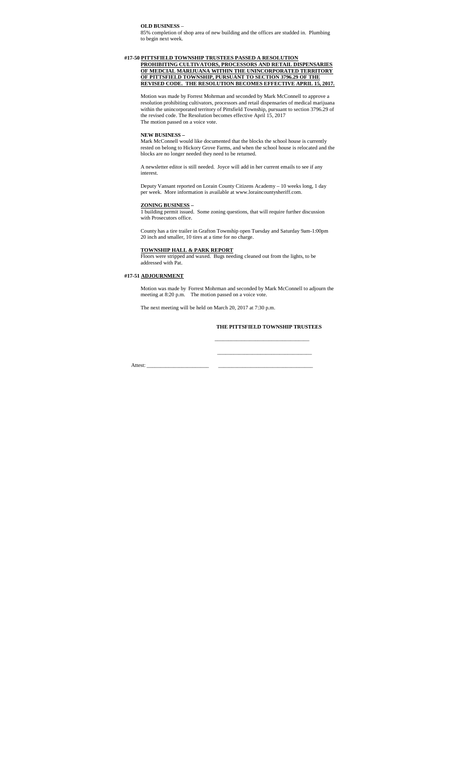**OLD BUSINESS** –

85% completion of shop area of new building and the offices are studded in. Plumbing to begin next week.

**#17-50 <u>PITTSFIELD TOWNSHIP TRUSTEES PASSED A RESOLUTION PROHIBITING CULTIVATORS, PROCESSORS AND RETAIL DISPENSARIES OF MEDCIAL MARIJUANA WITHIN THE UNINCORPORATED TERRITORY OF PITTSFIELD TOWNSHIP, PURSUANT TO SECTION 3796.29 OF THE REVISED CODE. THE RESOLUTION BECOMES EFFECTIVE APRIL 15, 2017.</u>**

Motion was made by Forrest Mohrman and seconded by Mark McConnell to approve a resolution prohibiting cultivators, processors and retail dispensaries of medical marijuana within the unincorporated territory of Pittsfield Township, pursuant to section 3796.29 of the revised code. The Resolution becomes effective April 15, 2017
The motion passed on a voice vote.

**NEW BUSINESS –**

Mark McConnell would like documented that the blocks the school house is currently rested on belong to Hickory Grove Farms, and when the school house is relocated and the blocks are no longer needed they need to be returned.

A newsletter editor is still needed. Joyce will add in her current emails to see if any interest.

Deputy Vansant reported on Lorain County Citizens Academy – 10 weeks long, 1 day per week. More information is available at www.loraincountysheriff.com.

**<u>ZONING BUSINESS</u> –**

1 building permit issued. Some zoning questions, that will require further discussion with Prosecutors office.

County has a tire trailer in Grafton Township open Tuesday and Saturday 9am-1:00pm 20 inch and smaller, 10 tires at a time for no charge.

**<u>TOWNSHIP HALL & PARK REPORT</u>**

Floors were stripped and waxed. Bugs needing cleaned out from the lights, to be addressed with Pat.

**#17-51 <u>ADJOURNMENT</u>**

Motion was made by Forrest Mohrman and seconded by Mark McConnell to adjourn the meeting at 8:20 p.m. The motion passed on a voice vote.

The next meeting will be held on March 20, 2017 at 7:30 p.m.

**THE PITTSFIELD TOWNSHIP TRUSTEES**

\_\_\_\_\_\_\_\_\_\_\_\_\_\_\_\_\_\_\_\_\_\_\_\_\_\_\_\_\_\_\_\_\_\_

\_\_\_\_\_\_\_\_\_\_\_\_\_\_\_\_\_\_\_\_\_\_\_\_\_\_\_\_\_\_\_\_\_\_

Attest: \_\_\_\_\_\_\_\_\_\_\_\_\_\_\_\_\_\_\_\_\_\_\_ \_\_\_\_\_\_\_\_\_\_\_\_\_\_\_\_\_\_\_\_\_\_\_\_\_\_\_\_\_\_\_\_\_\_